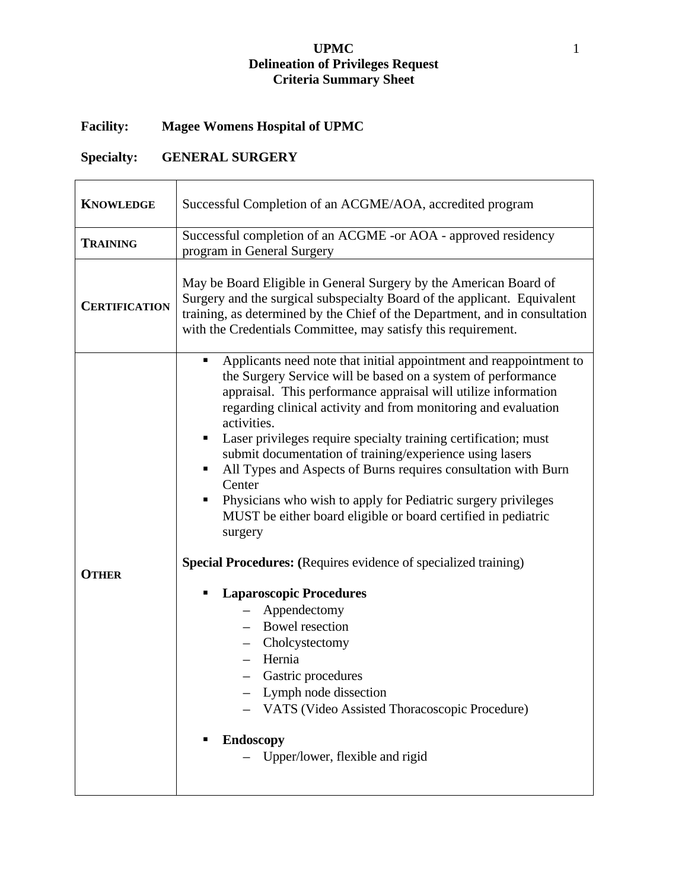# UPMC
## Delineation of Privileges Request
## Criteria Summary Sheet

**Facility:** Magee Womens Hospital of UPMC

**Specialty:** GENERAL SURGERY

| | |
|---|---|
| **KNOWLEDGE** | Successful Completion of an ACGME/AOA, accredited program |
| **TRAINING** | Successful completion of an ACGME -or AOA - approved residency program in General Surgery |
| **CERTIFICATION** | May be Board Eligible in General Surgery by the American Board of Surgery and the surgical subspecialty Board of the applicant. Equivalent training, as determined by the Chief of the Department, and in consultation with the Credentials Committee, may satisfy this requirement. |
| **OTHER** | ▪ Applicants need note that initial appointment and reappointment to the Surgery Service will be based on a system of performance appraisal. This performance appraisal will utilize information regarding clinical activity and from monitoring and evaluation activities.<br>▪ Laser privileges require specialty training certification; must submit documentation of training/experience using lasers<br>▪ All Types and Aspects of Burns requires consultation with Burn Center<br>▪ Physicians who wish to apply for Pediatric surgery privileges MUST be either board eligible or board certified in pediatric surgery<br><br>**Special Procedures: (**Requires evidence of specialized training)<br><br>▪ **Laparoscopic Procedures**<br>– Appendectomy<br>– Bowel resection<br>– Cholcystectomy<br>– Hernia<br>– Gastric procedures<br>– Lymph node dissection<br>– VATS (Video Assisted Thoracoscopic Procedure)<br><br>▪ **Endoscopy**<br>– Upper/lower, flexible and rigid |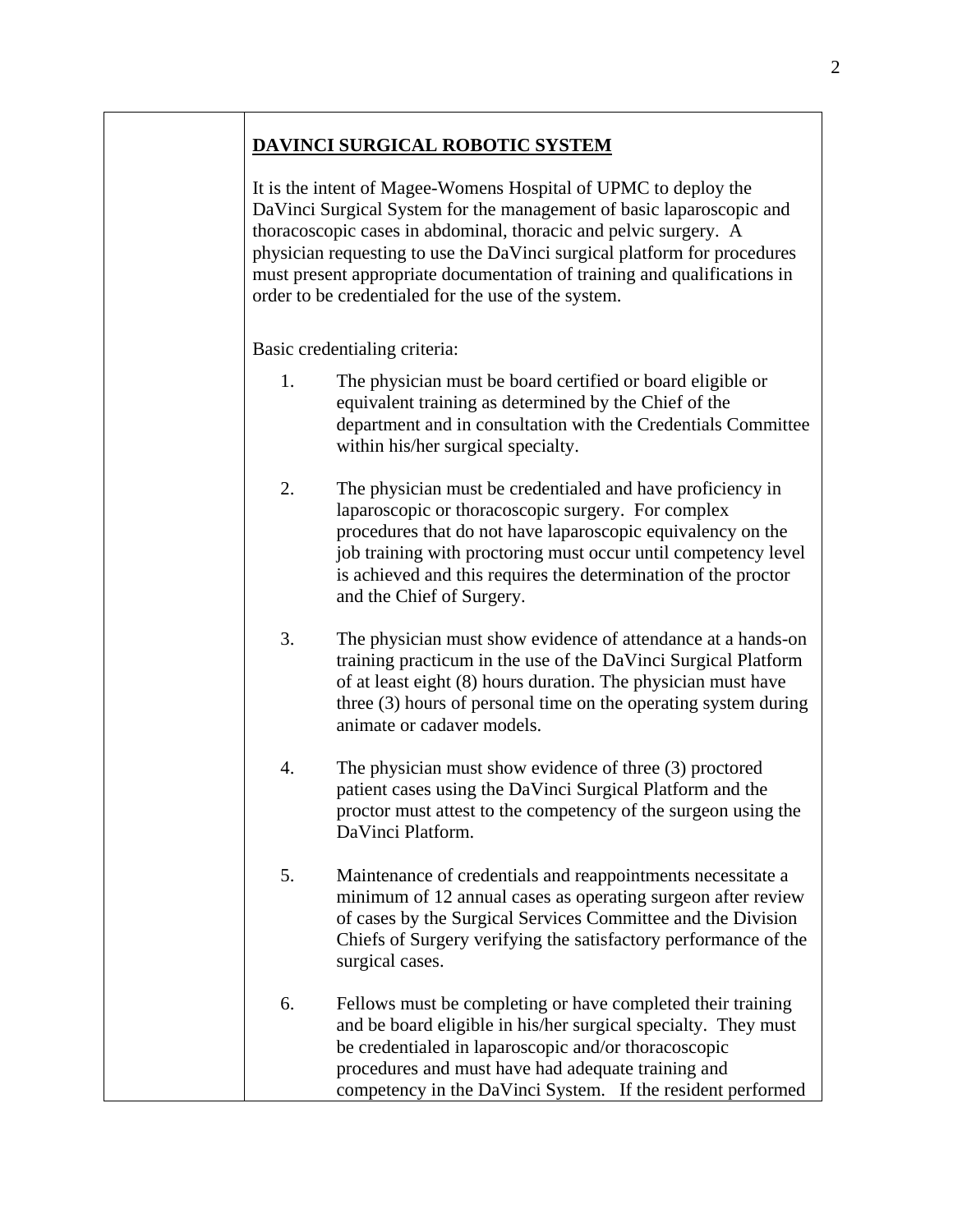## DAVINCI SURGICAL ROBOTIC SYSTEM

It is the intent of Magee-Womens Hospital of UPMC to deploy the DaVinci Surgical System for the management of basic laparoscopic and thoracoscopic cases in abdominal, thoracic and pelvic surgery. A physician requesting to use the DaVinci surgical platform for procedures must present appropriate documentation of training and qualifications in order to be credentialed for the use of the system.

Basic credentialing criteria:

1. The physician must be board certified or board eligible or equivalent training as determined by the Chief of the department and in consultation with the Credentials Committee within his/her surgical specialty.

2. The physician must be credentialed and have proficiency in laparoscopic or thoracoscopic surgery. For complex procedures that do not have laparoscopic equivalency on the job training with proctoring must occur until competency level is achieved and this requires the determination of the proctor and the Chief of Surgery.

3. The physician must show evidence of attendance at a hands-on training practicum in the use of the DaVinci Surgical Platform of at least eight (8) hours duration. The physician must have three (3) hours of personal time on the operating system during animate or cadaver models.

4. The physician must show evidence of three (3) proctored patient cases using the DaVinci Surgical Platform and the proctor must attest to the competency of the surgeon using the DaVinci Platform.

5. Maintenance of credentials and reappointments necessitate a minimum of 12 annual cases as operating surgeon after review of cases by the Surgical Services Committee and the Division Chiefs of Surgery verifying the satisfactory performance of the surgical cases.

6. Fellows must be completing or have completed their training and be board eligible in his/her surgical specialty. They must be credentialed in laparoscopic and/or thoracoscopic procedures and must have had adequate training and competency in the DaVinci System. If the resident performed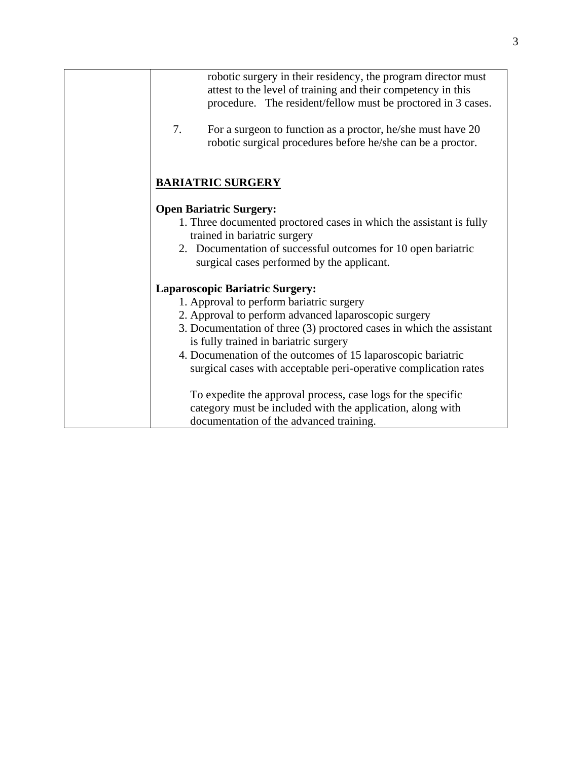| | |
|---|---|
| | robotic surgery in their residency, the program director must attest to the level of training and their competency in this procedure. The resident/fellow must be proctored in 3 cases.<br><br>7. For a surgeon to function as a proctor, he/she must have 20 robotic surgical procedures before he/she can be a proctor.<br><br>**<u>BARIATRIC SURGERY</u>**<br><br>**Open Bariatric Surgery:**<br>1. Three documented proctored cases in which the assistant is fully trained in bariatric surgery<br>2. Documentation of successful outcomes for 10 open bariatric surgical cases performed by the applicant.<br><br>**Laparoscopic Bariatric Surgery:**<br>1. Approval to perform bariatric surgery<br>2. Approval to perform advanced laparoscopic surgery<br>3. Documentation of three (3) proctored cases in which the assistant is fully trained in bariatric surgery<br>4. Documenation of the outcomes of 15 laparoscopic bariatric surgical cases with acceptable peri-operative complication rates<br><br>To expedite the approval process, case logs for the specific category must be included with the application, along with documentation of the advanced training. |